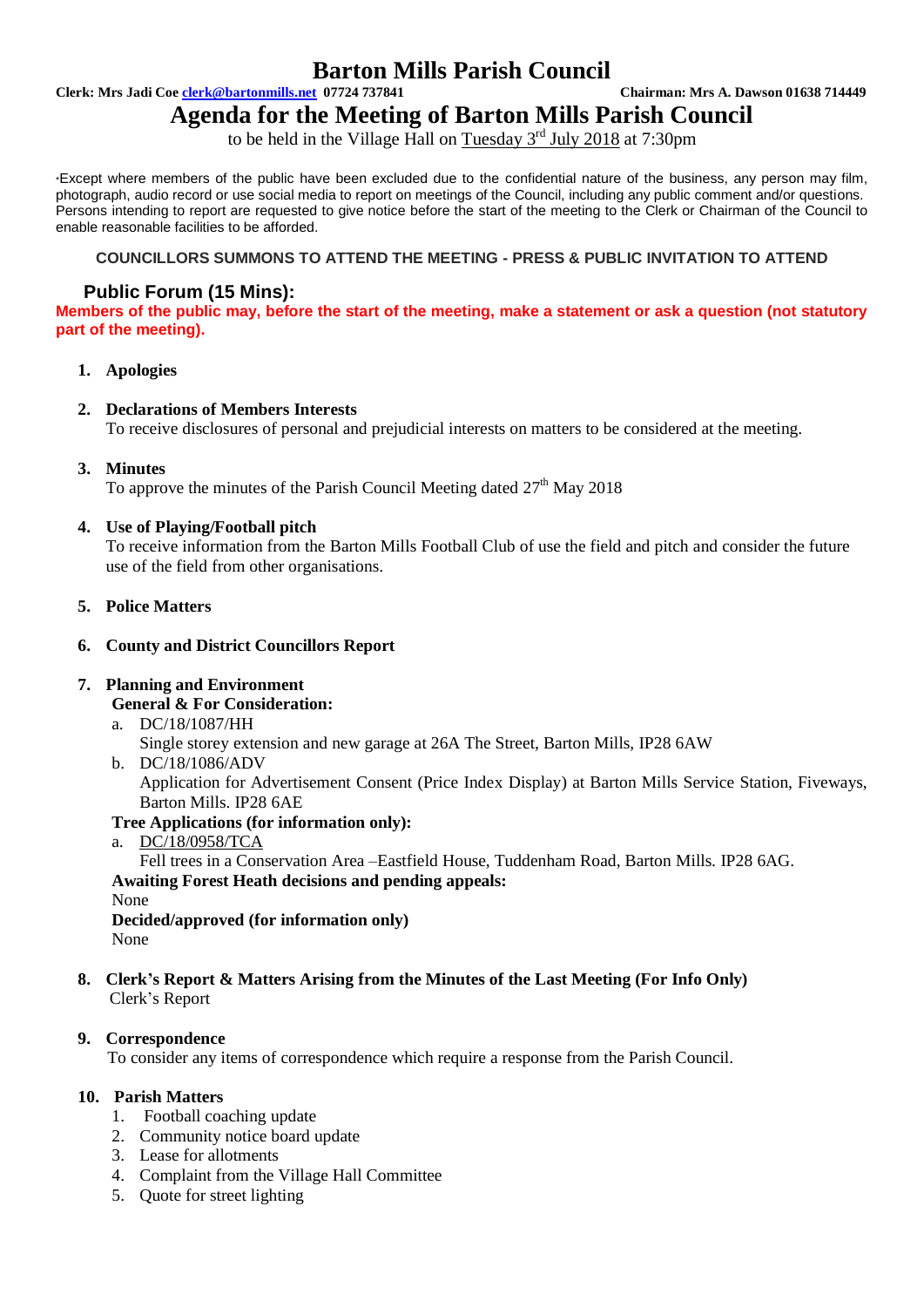# Barton Mills Parish Council

**Clerk: Mrs Jadi Coe clerk@bartonmills.net 07724 737841** **Chairman: Mrs A. Dawson 01638 714449**

# Agenda for the Meeting of Barton Mills Parish Council

to be held in the Village Hall on Tuesday 3rd July 2018 at 7:30pm

*Except where members of the public have been excluded due to the confidential nature of the business, any person may film, photograph, audio record or use social media to report on meetings of the Council, including any public comment and/or questions. Persons intending to report are requested to give notice before the start of the meeting to the Clerk or Chairman of the Council to enable reasonable facilities to be afforded.

**COUNCILLORS SUMMONS TO ATTEND THE MEETING - PRESS & PUBLIC INVITATION TO ATTEND**

## Public Forum (15 Mins):

**Members of the public may, before the start of the meeting, make a statement or ask a question (not statutory part of the meeting).**

1. **Apologies**

2. **Declarations of Members Interests**
   To receive disclosures of personal and prejudicial interests on matters to be considered at the meeting.

3. **Minutes**
   To approve the minutes of the Parish Council Meeting dated 27th May 2018

4. **Use of Playing/Football pitch**
   To receive information from the Barton Mills Football Club of use the field and pitch and consider the future use of the field from other organisations.

5. **Police Matters**

6. **County and District Councillors Report**

7. **Planning and Environment**
   **General & For Consideration:**
   a. DC/18/1087/HH
      Single storey extension and new garage at 26A The Street, Barton Mills, IP28 6AW
   b. DC/18/1086/ADV
      Application for Advertisement Consent (Price Index Display) at Barton Mills Service Station, Fiveways, Barton Mills. IP28 6AE

   **Tree Applications (for information only):**
   a. DC/18/0958/TCA
      Fell trees in a Conservation Area –Eastfield House, Tuddenham Road, Barton Mills. IP28 6AG.

   **Awaiting Forest Heath decisions and pending appeals:**
   None

   **Decided/approved (for information only)**
   None

8. **Clerk's Report & Matters Arising from the Minutes of the Last Meeting (For Info Only)**
   Clerk's Report

9. **Correspondence**
   To consider any items of correspondence which require a response from the Parish Council.

10. **Parish Matters**
    1. Football coaching update
    2. Community notice board update
    3. Lease for allotments
    4. Complaint from the Village Hall Committee
    5. Quote for street lighting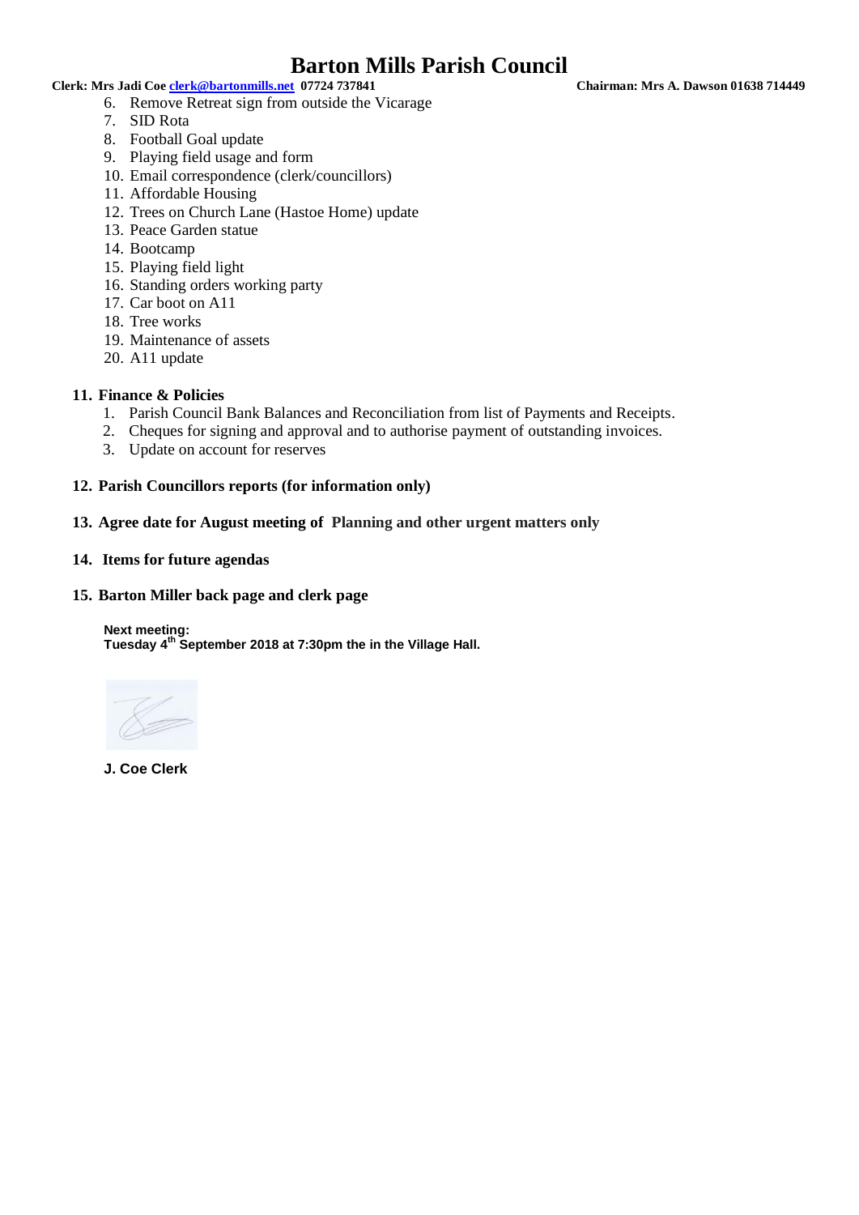6. Remove Retreat sign from outside the Vicarage
7. SID Rota
8. Football Goal update
9. Playing field usage and form
10. Email correspondence (clerk/councillors)
11. Affordable Housing
12. Trees on Church Lane (Hastoe Home) update
13. Peace Garden statue
14. Bootcamp
15. Playing field light
16. Standing orders working party
17. Car boot on A11
18. Tree works
19. Maintenance of assets
20. A11 update

**11. Finance & Policies**

1. Parish Council Bank Balances and Reconciliation from list of Payments and Receipts.
2. Cheques for signing and approval and to authorise payment of outstanding invoices.
3. Update on account for reserves

**12. Parish Councillors reports (for information only)**

**13. Agree date for August meeting of Planning and other urgent matters only**

**14. Items for future agendas**

**15. Barton Miller back page and clerk page**

**Next meeting:**
**Tuesday 4th September 2018 at 7:30pm the in the Village Hall.**

**J. Coe Clerk**